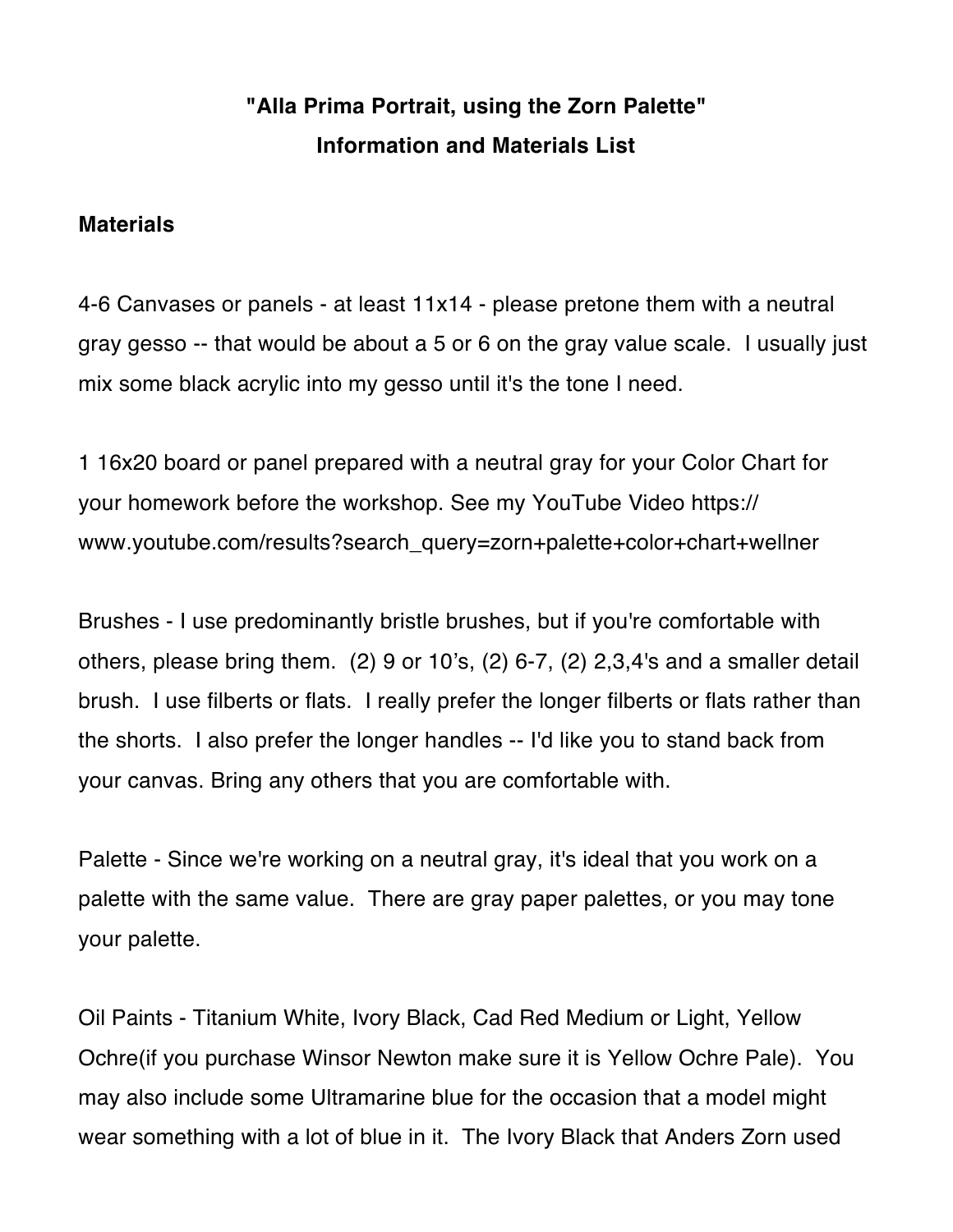# "Alla Prima Portrait, using the Zorn Palette"
## Information and Materials List

**Materials**

4-6 Canvases or panels - at least 11x14 - please pretone them with a neutral gray gesso -- that would be about a 5 or 6 on the gray value scale. I usually just mix some black acrylic into my gesso until it's the tone I need.

1 16x20 board or panel prepared with a neutral gray for your Color Chart for your homework before the workshop. See my YouTube Video https://www.youtube.com/results?search_query=zorn+palette+color+chart+wellner

Brushes - I use predominantly bristle brushes, but if you're comfortable with others, please bring them. (2) 9 or 10's, (2) 6-7, (2) 2,3,4's and a smaller detail brush. I use filberts or flats. I really prefer the longer filberts or flats rather than the shorts. I also prefer the longer handles -- I'd like you to stand back from your canvas. Bring any others that you are comfortable with.

Palette - Since we're working on a neutral gray, it's ideal that you work on a palette with the same value. There are gray paper palettes, or you may tone your palette.

Oil Paints - Titanium White, Ivory Black, Cad Red Medium or Light, Yellow Ochre(if you purchase Winsor Newton make sure it is Yellow Ochre Pale). You may also include some Ultramarine blue for the occasion that a model might wear something with a lot of blue in it. The Ivory Black that Anders Zorn used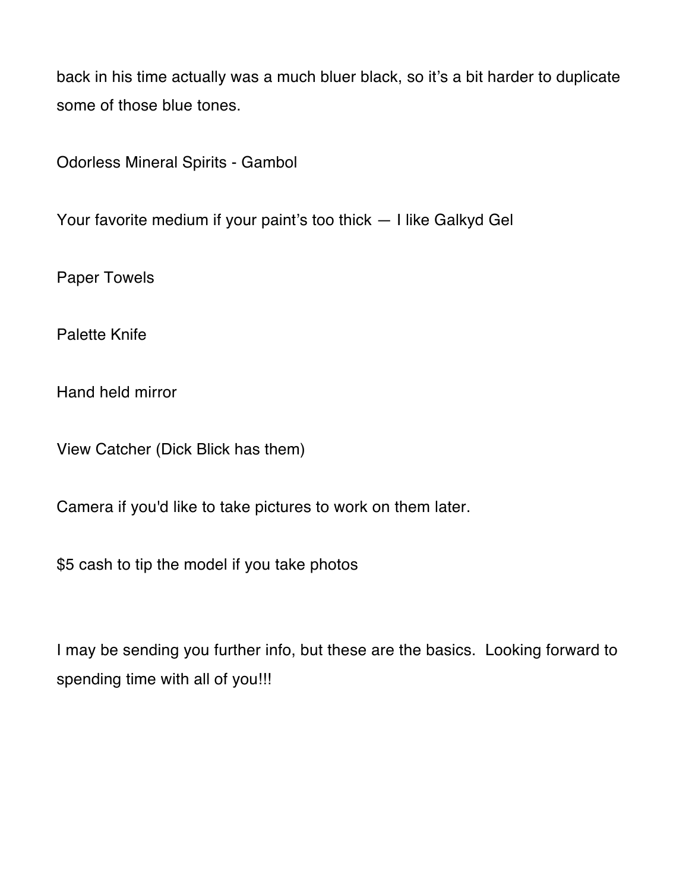back in his time actually was a much bluer black, so it's a bit harder to duplicate some of those blue tones.

Odorless Mineral Spirits - Gambol

Your favorite medium if your paint's too thick — I like Galkyd Gel

Paper Towels

Palette Knife

Hand held mirror

View Catcher (Dick Blick has them)

Camera if you'd like to take pictures to work on them later.

$5 cash to tip the model if you take photos

I may be sending you further info, but these are the basics. Looking forward to spending time with all of you!!!